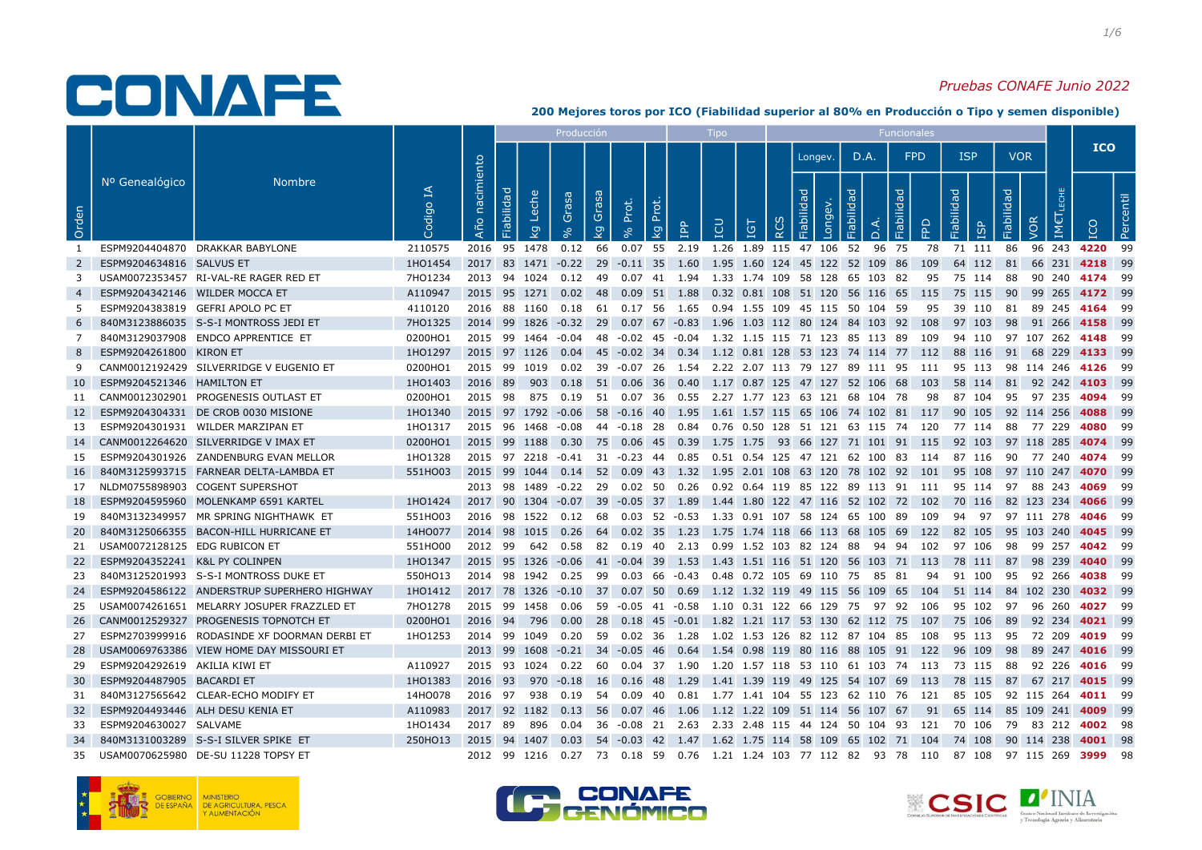# CONAFE

*Pruebas CONAFE Junio 2022*

**200 Mejores toros por ICO (Fiabilidad superior al 80% en Producción o Tipo y semen disponible)**

| Orden | Nº Genealógico | Nombre | Codigo IA | Año nacimiento | Producción | | | | | | | Tipo | | | Funcionales | | | | | | | | | | | | | IM€T LECHE | ICO | |
|---|---|---|---|---|---|---|---|---|---|---|---|---|---|---|---|---|---|---|---|---|---|---|---|---|---|---|---|---|---|---|
| | | | | | Fiabilidad | kg Leche | % Grasa | kg Grasa | % Prot. | kg Prot. | IPP | ICU | IGT | RCS | Longev. | | D.A. | | FPD | | ISP | | VOR | | | | | | ICO | Percentil |
| | | | | | | | | | | | | | | | Fiabilidad | Longev. | Fiabilidad | D.A. | Fiabilidad | FPD | Fiabilidad | ISP | Fiabilidad | VOR | | | | | | |
| 1 | ESPM9204404870 | DRAKKAR BABYLONE | 2110575 | 2016 | 95 | 1478 | 0.12 | 66 | 0.07 | 55 | 2.19 | 1.26 | 1.89 | 115 | 47 | 106 | 52 | 96 | 75 | 78 | 71 | 111 | 86 | 96 | | | | 243 | **4220** | 99 |
| 2 | ESPM9204634816 | SALVUS ET | 1HO1454 | 2017 | 83 | 1471 | -0.22 | 29 | -0.11 | 35 | 1.60 | 1.95 | 1.60 | 124 | 45 | 122 | 52 | 109 | 86 | 109 | 64 | 112 | 81 | 66 | | | | 231 | **4218** | 99 |
| 3 | USAM0072353457 | RI-VAL-RE RAGER RED ET | 7HO1234 | 2013 | 94 | 1024 | 0.12 | 49 | 0.07 | 41 | 1.94 | 1.33 | 1.74 | 109 | 58 | 128 | 65 | 103 | 82 | 95 | 75 | 114 | 88 | 90 | | | | 240 | **4174** | 99 |
| 4 | ESPM9204342146 | WILDER MOCCA ET | A110947 | 2015 | 95 | 1271 | 0.02 | 48 | 0.09 | 51 | 1.88 | 0.32 | 0.81 | 108 | 51 | 120 | 56 | 116 | 65 | 115 | 75 | 115 | 90 | 99 | | | | 265 | **4172** | 99 |
| 5 | ESPM9204383819 | GEFRI APOLO PC ET | 4110120 | 2016 | 88 | 1160 | 0.18 | 61 | 0.17 | 56 | 1.65 | 0.94 | 1.55 | 109 | 45 | 115 | 50 | 104 | 59 | 95 | 39 | 110 | 81 | 89 | | | | 245 | **4164** | 99 |
| 6 | 840M3123886035 | S-S-I MONTROSS JEDI ET | 7HO1325 | 2014 | 99 | 1826 | -0.32 | 29 | 0.07 | 67 | -0.83 | 1.96 | 1.03 | 112 | 80 | 124 | 84 | 103 | 92 | 108 | 97 | 103 | 98 | 91 | | | | 266 | **4158** | 99 |
| 7 | 840M3129037908 | ENDCO APPRENTICE ET | 0200HO1 | 2015 | 99 | 1464 | -0.04 | 48 | -0.02 | 45 | -0.04 | 1.32 | 1.15 | 115 | 71 | 123 | 85 | 113 | 89 | 109 | 94 | 110 | 97 | 107 | | | | 262 | **4148** | 99 |
| 8 | ESPM9204261800 | KIRON ET | 1HO1297 | 2015 | 97 | 1126 | 0.04 | 45 | -0.02 | 34 | 0.34 | 1.12 | 0.81 | 128 | 53 | 123 | 74 | 114 | 77 | 112 | 88 | 116 | 91 | 68 | | | | 229 | **4133** | 99 |
| 9 | CANM0012192429 | SILVERRIDGE V EUGENIO ET | 0200HO1 | 2015 | 99 | 1019 | 0.02 | 39 | -0.07 | 26 | 1.54 | 2.22 | 2.07 | 113 | 79 | 127 | 89 | 111 | 95 | 111 | 95 | 113 | 98 | 114 | | | | 235 | **4126** | 99 |
| 10 | ESPM9204521346 | HAMILTON ET | 1HO1403 | 2016 | 89 | 903 | 0.18 | 51 | 0.06 | 36 | 0.40 | 1.17 | 0.87 | 125 | 47 | 127 | 52 | 106 | 68 | 103 | 58 | 114 | 81 | 92 | | | | 242 | **4103** | 99 |
| 11 | CANM0012302901 | PROGENESIS OUTLAST ET | 0200HO1 | 2015 | 98 | 875 | 0.19 | 51 | 0.07 | 36 | 0.55 | 2.27 | 1.77 | 123 | 63 | 121 | 68 | 104 | 78 | 98 | 87 | 104 | 95 | 97 | | | | 235 | **4094** | 99 |
| 12 | ESPM9204304331 | DE CROB 0030 MISIONE | 1HO1340 | 2015 | 97 | 1792 | -0.06 | 58 | -0.16 | 40 | 1.95 | 1.61 | 1.57 | 115 | 65 | 106 | 74 | 102 | 81 | 117 | 90 | 105 | 92 | 114 | | | | 256 | **4088** | 99 |
| 13 | ESPM9204301931 | WILDER MARZIPAN ET | 1HO1317 | 2015 | 96 | 1468 | -0.08 | 44 | -0.18 | 28 | 0.84 | 0.76 | 0.50 | 128 | 51 | 121 | 63 | 115 | 74 | 120 | 77 | 114 | 88 | 77 | | | | 229 | **4080** | 99 |
| 14 | CANM0012264620 | SILVERRIDGE V IMAX ET | 0200HO1 | 2015 | 99 | 1188 | 0.30 | 75 | 0.06 | 45 | 0.39 | 1.75 | 1.75 | 93 | 66 | 127 | 71 | 101 | 91 | 115 | 92 | 103 | 97 | 118 | | | | 285 | **4074** | 99 |
| 15 | ESPM9204301926 | ZANDENBURG EVAN MELLOR | 1HO1328 | 2015 | 97 | 2218 | -0.41 | 31 | -0.23 | 44 | 0.85 | 0.51 | 0.54 | 125 | 47 | 121 | 62 | 100 | 83 | 114 | 87 | 116 | 90 | 77 | | | | 240 | **4074** | 99 |
| 16 | 840M3125993715 | FARNEAR DELTA-LAMBDA ET | 551HO03 | 2015 | 99 | 1044 | 0.14 | 52 | 0.09 | 43 | 1.32 | 1.95 | 2.01 | 108 | 63 | 120 | 78 | 102 | 92 | 101 | 95 | 108 | 97 | 110 | | | | 247 | **4070** | 99 |
| 17 | NLDM0755898903 | COGENT SUPERSHOT | | 2013 | 98 | 1489 | -0.22 | 29 | 0.02 | 50 | 0.26 | 0.92 | 0.64 | 119 | 85 | 122 | 89 | 113 | 91 | 111 | 95 | 114 | 97 | 88 | | | | 243 | **4069** | 99 |
| 18 | ESPM9204595960 | MOLENKAMP 6591 KARTEL | 1HO1424 | 2017 | 90 | 1304 | -0.07 | 39 | -0.05 | 37 | 1.89 | 1.44 | 1.80 | 122 | 47 | 116 | 52 | 102 | 72 | 102 | 70 | 116 | 82 | 123 | | | | 234 | **4066** | 99 |
| 19 | 840M3132349957 | MR SPRING NIGHTHAWK ET | 551HO03 | 2016 | 98 | 1522 | 0.12 | 68 | 0.03 | 52 | -0.53 | 1.33 | 0.91 | 107 | 58 | 124 | 65 | 100 | 89 | 109 | 94 | 97 | 97 | 111 | | | | 278 | **4046** | 99 |
| 20 | 840M3125066355 | BACON-HILL HURRICANE ET | 14HO077 | 2014 | 98 | 1015 | 0.26 | 64 | 0.02 | 35 | 1.23 | 1.75 | 1.74 | 118 | 66 | 113 | 68 | 105 | 69 | 122 | 82 | 105 | 95 | 103 | | | | 240 | **4045** | 99 |
| 21 | USAM0072128125 | EDG RUBICON ET | 551HO00 | 2012 | 99 | 642 | 0.58 | 82 | 0.19 | 40 | 2.13 | 0.99 | 1.52 | 103 | 82 | 124 | 88 | 94 | 94 | 102 | 97 | 106 | 98 | 99 | | | | 257 | **4042** | 99 |
| 22 | ESPM9204352241 | K&L PY COLINPEN | 1HO1347 | 2015 | 95 | 1326 | -0.06 | 41 | -0.04 | 39 | 1.53 | 1.43 | 1.51 | 116 | 51 | 120 | 56 | 103 | 71 | 113 | 78 | 111 | 87 | 98 | | | | 239 | **4040** | 99 |
| 23 | 840M3125201993 | S-S-I MONTROSS DUKE ET | 550HO13 | 2014 | 98 | 1942 | 0.25 | 99 | 0.03 | 66 | -0.43 | 0.48 | 0.72 | 105 | 69 | 110 | 75 | 85 | 81 | 94 | 91 | 100 | 95 | 92 | | | | 266 | **4038** | 99 |
| 24 | ESPM9204586122 | ANDERSTRUP SUPERHERO HIGHWAY | 1HO1412 | 2017 | 78 | 1326 | -0.10 | 37 | 0.07 | 50 | 0.69 | 1.12 | 1.32 | 119 | 49 | 115 | 54 | 109 | 65 | 104 | 51 | 114 | 84 | 102 | | | | 230 | **4032** | 99 |
| 25 | USAM0074261651 | MELARRY JOSUPER FRAZZLED ET | 7HO1278 | 2015 | 99 | 1458 | 0.06 | 59 | -0.05 | 41 | -0.58 | 1.10 | 0.31 | 122 | 66 | 129 | 75 | 97 | 92 | 106 | 95 | 102 | 97 | 96 | | | | 260 | **4027** | 99 |
| 26 | CANM0012529327 | PROGENESIS TOPNOTCH ET | 0200HO1 | 2016 | 94 | 796 | 0.00 | 28 | 0.18 | 45 | -0.01 | 1.82 | 1.21 | 117 | 53 | 130 | 62 | 112 | 75 | 107 | 75 | 106 | 89 | 92 | | | | 234 | **4021** | 99 |
| 27 | ESPM2703999916 | RODASINDE XF DOORMAN DERBI ET | 1HO1253 | 2014 | 99 | 1049 | 0.20 | 59 | 0.02 | 36 | 1.28 | 1.02 | 1.53 | 126 | 82 | 112 | 87 | 104 | 85 | 108 | 95 | 113 | 95 | 72 | | | | 209 | **4019** | 99 |
| 28 | USAM0069763386 | VIEW HOME DAY MISSOURI ET | | 2013 | 99 | 1608 | -0.21 | 34 | -0.05 | 46 | 0.64 | 1.54 | 0.98 | 119 | 80 | 116 | 88 | 105 | 91 | 122 | 96 | 109 | 98 | 89 | | | | 247 | **4016** | 99 |
| 29 | ESPM9204292619 | AKILIA KIWI ET | A110927 | 2015 | 93 | 1024 | 0.22 | 60 | 0.04 | 37 | 1.90 | 1.20 | 1.57 | 118 | 53 | 110 | 61 | 103 | 74 | 113 | 73 | 115 | 88 | 92 | | | | 226 | **4016** | 99 |
| 30 | ESPM9204487905 | BACARDI ET | 1HO1383 | 2016 | 93 | 970 | -0.18 | 16 | 0.16 | 48 | 1.29 | 1.41 | 1.39 | 119 | 49 | 125 | 54 | 107 | 69 | 113 | 78 | 115 | 87 | 67 | | | | 217 | **4015** | 99 |
| 31 | 840M3127565642 | CLEAR-ECHO MODIFY ET | 14HO078 | 2016 | 97 | 938 | 0.19 | 54 | 0.09 | 40 | 0.81 | 1.77 | 1.41 | 104 | 55 | 123 | 62 | 110 | 76 | 121 | 85 | 105 | 92 | 115 | | | | 264 | **4011** | 99 |
| 32 | ESPM9204493446 | ALH DESU KENIA ET | A110983 | 2017 | 92 | 1182 | 0.13 | 56 | 0.07 | 46 | 1.06 | 1.12 | 1.22 | 109 | 51 | 114 | 56 | 107 | 67 | 91 | 65 | 114 | 85 | 109 | | | | 241 | **4009** | 99 |
| 33 | ESPM9204630027 | SALVAME | 1HO1434 | 2017 | 89 | 896 | 0.04 | 36 | -0.08 | 21 | 2.63 | 2.33 | 2.48 | 115 | 44 | 124 | 50 | 104 | 93 | 121 | 70 | 106 | 79 | 83 | | | | 212 | **4002** | 98 |
| 34 | 840M3131003289 | S-S-I SILVER SPIKE ET | 250HO13 | 2015 | 94 | 1407 | 0.03 | 54 | -0.03 | 42 | 1.47 | 1.62 | 1.75 | 114 | 58 | 109 | 65 | 102 | 71 | 104 | 74 | 108 | 90 | 114 | | | | 238 | **4001** | 98 |
| 35 | USAM0070625980 | DE-SU 11228 TOPSY ET | | 2012 | 99 | 1216 | 0.27 | 73 | 0.18 | 59 | 0.76 | 1.21 | 1.24 | 103 | 77 | 112 | 82 | 93 | 78 | 110 | 87 | 108 | 97 | 115 | | | | 269 | **3999** | 98 |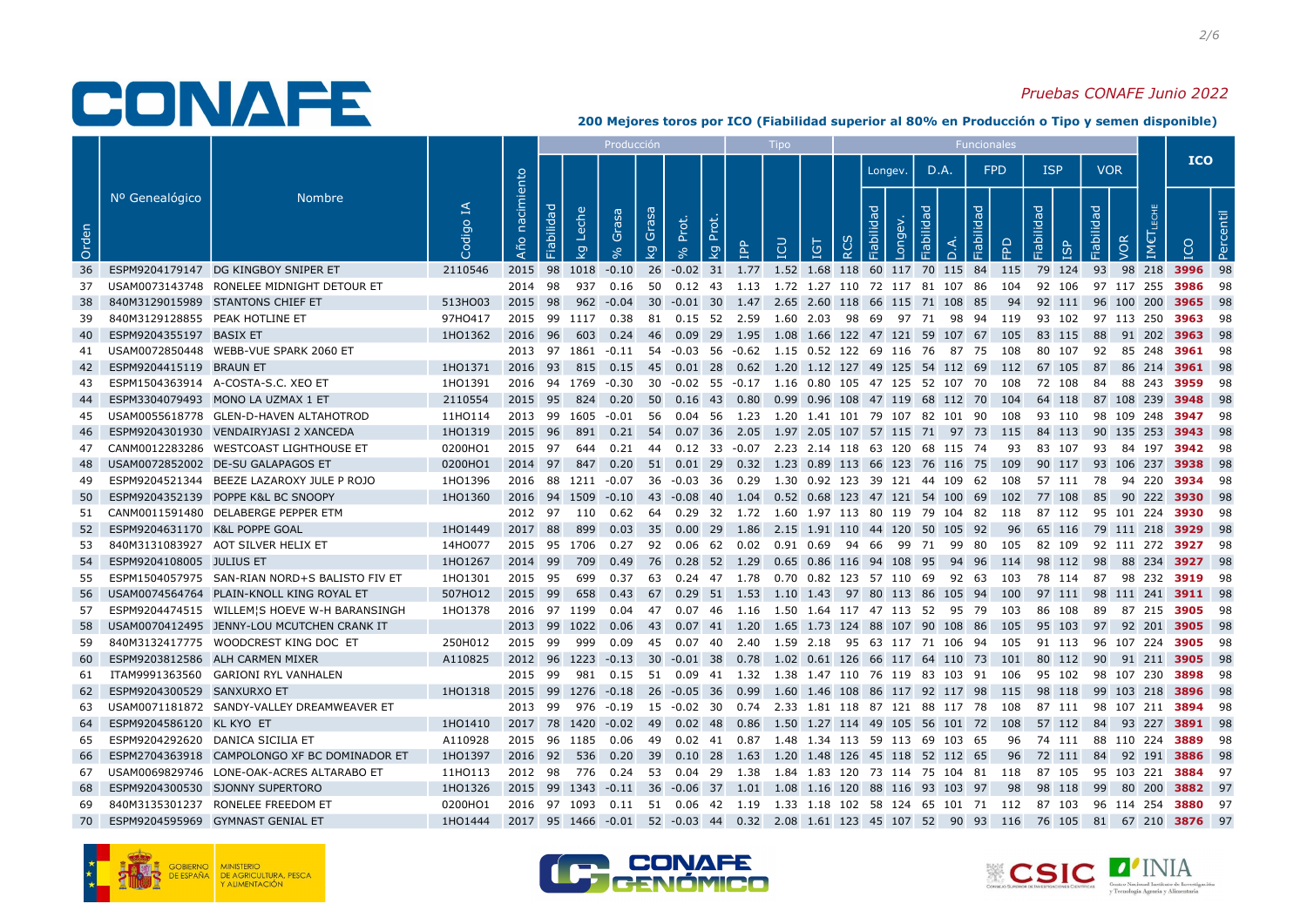# CONAFE

*Pruebas CONAFE Junio 2022*

**200 Mejores toros por ICO (Fiabilidad superior al 80% en Producción o Tipo y semen disponible)**

| Orden | Nº Genealógico | Nombre | Codigo IA | Año nacimiento | Producción: Fiabilidad | Producción: kg Leche | Producción: % Grasa | Producción: kg Grasa | Producción: % Prot. | Producción: kg Prot. | Producción: IPP | Tipo: ICU | Tipo: IGT | Funcionales: RCS | Longev.: Fiabilidad | Longev.: Longev. | D.A.: Fiabilidad | D.A.: D.A. | FPD: Fiabilidad | FPD: FPD | ISP: Fiabilidad | ISP: ISP | VOR: Fiabilidad | VOR: VOR | IMCT LECHE | ICO: ICO | ICO: Percentil |
|---|---|---|---|---|---|---|---|---|---|---|---|---|---|---|---|---|---|---|---|---|---|---|---|---|---|---|---|
| 36 | ESPM9204179147 | DG KINGBOY SNIPER ET | 2110546 | 2015 | 98 | 1018 | -0.10 | 26 | -0.02 | 31 | 1.77 | 1.52 | 1.68 | 118 | 60 | 117 | 70 | 115 | 84 | 115 | 79 | 124 | 93 | 98 | 218 | **3996** | 98 |
| 37 | USAM0073143748 | RONELEE MIDNIGHT DETOUR ET | | 2014 | 98 | 937 | 0.16 | 50 | 0.12 | 43 | 1.13 | 1.72 | 1.27 | 110 | 72 | 117 | 81 | 107 | 86 | 104 | 92 | 106 | 97 | 117 | 255 | **3986** | 98 |
| 38 | 840M3129015989 | STANTONS CHIEF ET | 513HO03 | 2015 | 98 | 962 | -0.04 | 30 | -0.01 | 30 | 1.47 | 2.65 | 2.60 | 118 | 66 | 115 | 71 | 108 | 85 | 94 | 92 | 111 | 96 | 100 | 200 | **3965** | 98 |
| 39 | 840M3129128855 | PEAK HOTLINE ET | 97HO417 | 2015 | 99 | 1117 | 0.38 | 81 | 0.15 | 52 | 2.59 | 1.60 | 2.03 | 98 | 69 | 97 | 71 | 98 | 94 | 119 | 93 | 102 | 97 | 113 | 250 | **3963** | 98 |
| 40 | ESPM9204355197 | BASIX ET | 1HO1362 | 2016 | 96 | 603 | 0.24 | 46 | 0.09 | 29 | 1.95 | 1.08 | 1.66 | 122 | 47 | 121 | 59 | 107 | 67 | 105 | 83 | 115 | 88 | 91 | 202 | **3963** | 98 |
| 41 | USAM0072850448 | WEBB-VUE SPARK 2060 ET | | 2013 | 97 | 1861 | -0.11 | 54 | -0.03 | 56 | -0.62 | 1.15 | 0.52 | 122 | 69 | 116 | 76 | 87 | 75 | 108 | 80 | 107 | 92 | 85 | 228 | **3961** | 98 |
| 42 | ESPM9204415119 | BRAUN ET | 1HO1371 | 2016 | 93 | 815 | 0.15 | 45 | 0.01 | 28 | 0.62 | 1.20 | 1.12 | 127 | 49 | 125 | 54 | 112 | 69 | 112 | 67 | 105 | 87 | 86 | 214 | **3961** | 98 |
| 43 | ESPM1504363914 | A-COSTA-S.C. XEO ET | 1HO1391 | 2016 | 94 | 1769 | -0.30 | 30 | -0.02 | 55 | -0.17 | 1.16 | 0.80 | 105 | 47 | 125 | 52 | 107 | 70 | 108 | 72 | 108 | 84 | 88 | 243 | **3959** | 98 |
| 44 | ESPM3304079493 | MONO LA UZMAX 1 ET | 2110554 | 2015 | 95 | 824 | 0.20 | 50 | 0.16 | 43 | 0.80 | 0.99 | 0.96 | 108 | 47 | 119 | 68 | 112 | 70 | 104 | 64 | 118 | 87 | 108 | 239 | **3948** | 98 |
| 45 | USAM0055618778 | GLEN-D-HAVEN ALTAHOTROD | 11HO114 | 2013 | 99 | 1605 | -0.01 | 56 | 0.04 | 56 | 1.23 | 1.20 | 1.41 | 101 | 79 | 107 | 82 | 101 | 90 | 108 | 93 | 110 | 98 | 109 | 248 | **3947** | 98 |
| 46 | ESPM9204301930 | VENDAIRYJASI 2 XANCEDA | 1HO1319 | 2015 | 96 | 891 | 0.21 | 54 | 0.07 | 36 | 2.05 | 1.97 | 2.05 | 107 | 57 | 115 | 71 | 97 | 73 | 115 | 84 | 113 | 90 | 135 | 253 | **3943** | 98 |
| 47 | CANM0012283286 | WESTCOAST LIGHTHOUSE ET | 0200HO1 | 2015 | 97 | 644 | 0.21 | 44 | 0.12 | 33 | -0.07 | 2.23 | 2.14 | 118 | 63 | 120 | 68 | 115 | 74 | 93 | 83 | 107 | 93 | 84 | 197 | **3942** | 98 |
| 48 | USAM0072852002 | DE-SU GALAPAGOS ET | 0200HO1 | 2014 | 97 | 847 | 0.20 | 51 | 0.01 | 29 | 0.32 | 1.23 | 0.89 | 113 | 66 | 123 | 76 | 116 | 75 | 109 | 90 | 117 | 93 | 106 | 237 | **3938** | 98 |
| 49 | ESPM9204521344 | BEEZE LAZAROXY JULE P ROJO | 1HO1396 | 2016 | 88 | 1211 | -0.07 | 36 | -0.03 | 36 | 0.29 | 1.30 | 0.92 | 123 | 39 | 121 | 44 | 109 | 62 | 108 | 57 | 111 | 78 | 94 | 220 | **3934** | 98 |
| 50 | ESPM9204352139 | POPPE K&L BC SNOOPY | 1HO1360 | 2016 | 94 | 1509 | -0.10 | 43 | -0.08 | 40 | 1.04 | 0.52 | 0.68 | 123 | 47 | 121 | 54 | 100 | 69 | 102 | 77 | 108 | 85 | 90 | 222 | **3930** | 98 |
| 51 | CANM0011591480 | DELABERGE PEPPER ETM | | 2012 | 97 | 110 | 0.62 | 64 | 0.29 | 32 | 1.72 | 1.60 | 1.97 | 113 | 80 | 119 | 79 | 104 | 82 | 118 | 87 | 112 | 95 | 101 | 224 | **3930** | 98 |
| 52 | ESPM9204631170 | K&L POPPE GOAL | 1HO1449 | 2017 | 88 | 899 | 0.03 | 35 | 0.00 | 29 | 1.86 | 2.15 | 1.91 | 110 | 44 | 120 | 50 | 105 | 92 | 96 | 65 | 116 | 79 | 111 | 218 | **3929** | 98 |
| 53 | 840M3131083927 | AOT SILVER HELIX ET | 14HO077 | 2015 | 95 | 1706 | 0.27 | 92 | 0.06 | 62 | 0.02 | 0.91 | 0.69 | 94 | 66 | 99 | 71 | 99 | 80 | 105 | 82 | 109 | 92 | 111 | 272 | **3927** | 98 |
| 54 | ESPM9204108005 | JULIUS ET | 1HO1267 | 2014 | 99 | 709 | 0.49 | 76 | 0.28 | 52 | 1.29 | 0.65 | 0.86 | 116 | 94 | 108 | 95 | 94 | 96 | 114 | 98 | 112 | 98 | 88 | 234 | **3927** | 98 |
| 55 | ESPM1504057975 | SAN-RIAN NORD+S BALISTO FIV ET | 1HO1301 | 2015 | 95 | 699 | 0.37 | 63 | 0.24 | 47 | 1.78 | 0.70 | 0.82 | 123 | 57 | 110 | 69 | 92 | 63 | 103 | 78 | 114 | 87 | 98 | 232 | **3919** | 98 |
| 56 | USAM0074564764 | PLAIN-KNOLL KING ROYAL ET | 507HO12 | 2015 | 99 | 658 | 0.43 | 67 | 0.29 | 51 | 1.53 | 1.10 | 1.43 | 97 | 80 | 113 | 86 | 105 | 94 | 100 | 97 | 111 | 98 | 111 | 241 | **3911** | 98 |
| 57 | ESPM9204474515 | WILLEM¦S HOEVE W-H BARANSINGH | 1HO1378 | 2016 | 97 | 1199 | 0.04 | 47 | 0.07 | 46 | 1.16 | 1.50 | 1.64 | 117 | 47 | 113 | 52 | 95 | 79 | 103 | 86 | 108 | 89 | 87 | 215 | **3905** | 98 |
| 58 | USAM0070412495 | JENNY-LOU MCUTCHEN CRANK IT | | 2013 | 99 | 1022 | 0.06 | 43 | 0.07 | 41 | 1.20 | 1.65 | 1.73 | 124 | 88 | 107 | 90 | 108 | 86 | 105 | 95 | 103 | 97 | 92 | 201 | **3905** | 98 |
| 59 | 840M3132417775 | WOODCREST KING DOC ET | 250HO12 | 2015 | 99 | 999 | 0.09 | 45 | 0.07 | 40 | 2.40 | 1.59 | 2.18 | 95 | 63 | 117 | 71 | 106 | 94 | 105 | 91 | 113 | 96 | 107 | 224 | **3905** | 98 |
| 60 | ESPM9203812586 | ALH CARMEN MIXER | A110825 | 2012 | 96 | 1223 | -0.13 | 30 | -0.01 | 38 | 0.78 | 1.02 | 0.61 | 126 | 66 | 117 | 64 | 110 | 73 | 101 | 80 | 112 | 90 | 91 | 211 | **3905** | 98 |
| 61 | ITAM9991363560 | GARIONI RYL VANHALEN | | 2015 | 99 | 981 | 0.15 | 51 | 0.09 | 41 | 1.32 | 1.38 | 1.47 | 110 | 76 | 119 | 83 | 103 | 91 | 106 | 95 | 102 | 98 | 107 | 230 | **3898** | 98 |
| 62 | ESPM9204300529 | SANXURXO ET | 1HO1318 | 2015 | 99 | 1276 | -0.18 | 26 | -0.05 | 36 | 0.99 | 1.60 | 1.46 | 108 | 86 | 117 | 92 | 117 | 98 | 115 | 98 | 118 | 99 | 103 | 218 | **3896** | 98 |
| 63 | USAM0071181872 | SANDY-VALLEY DREAMWEAVER ET | | 2013 | 99 | 976 | -0.19 | 15 | -0.02 | 30 | 0.74 | 2.33 | 1.81 | 118 | 87 | 121 | 88 | 117 | 78 | 108 | 87 | 111 | 98 | 107 | 211 | **3894** | 98 |
| 64 | ESPM9204586120 | KL KYO ET | 1HO1410 | 2017 | 78 | 1420 | -0.02 | 49 | 0.02 | 48 | 0.86 | 1.50 | 1.27 | 114 | 49 | 105 | 56 | 101 | 72 | 108 | 57 | 112 | 84 | 93 | 227 | **3891** | 98 |
| 65 | ESPM9204292620 | DANICA SICILIA ET | A110928 | 2015 | 96 | 1185 | 0.06 | 49 | 0.02 | 41 | 0.87 | 1.48 | 1.34 | 113 | 59 | 113 | 69 | 103 | 65 | 96 | 74 | 111 | 88 | 110 | 224 | **3889** | 98 |
| 66 | ESPM2704363918 | CAMPOLONGO XF BC DOMINADOR ET | 1HO1397 | 2016 | 92 | 536 | 0.20 | 39 | 0.10 | 28 | 1.63 | 1.20 | 1.48 | 126 | 45 | 118 | 52 | 112 | 65 | 96 | 72 | 111 | 84 | 92 | 191 | **3886** | 98 |
| 67 | USAM0069829746 | LONE-OAK-ACRES ALTARABO ET | 11HO113 | 2012 | 98 | 776 | 0.24 | 53 | 0.04 | 29 | 1.38 | 1.84 | 1.83 | 120 | 73 | 114 | 75 | 104 | 81 | 118 | 87 | 105 | 95 | 103 | 221 | **3884** | 97 |
| 68 | ESPM9204300530 | SJONNY SUPERTORO | 1HO1326 | 2015 | 99 | 1343 | -0.11 | 36 | -0.06 | 37 | 1.01 | 1.08 | 1.16 | 120 | 88 | 116 | 93 | 103 | 97 | 98 | 98 | 118 | 99 | 80 | 200 | **3882** | 97 |
| 69 | 840M3135301237 | RONELEE FREEDOM ET | 0200HO1 | 2016 | 97 | 1093 | 0.11 | 51 | 0.06 | 42 | 1.19 | 1.33 | 1.18 | 102 | 58 | 124 | 65 | 101 | 71 | 112 | 87 | 103 | 96 | 114 | 254 | **3880** | 97 |
| 70 | ESPM9204595969 | GYMNAST GENIAL ET | 1HO1444 | 2017 | 95 | 1466 | -0.01 | 52 | -0.03 | 44 | 0.32 | 2.08 | 1.61 | 123 | 45 | 107 | 52 | 90 | 93 | 116 | 76 | 105 | 81 | 67 | 210 | **3876** | 97 |

GOBIERNO DE ESPAÑA · MINISTERIO DE AGRICULTURA, PESCA Y ALIMENTACIÓN · CONAFE GENÓMICO · CSIC · INIA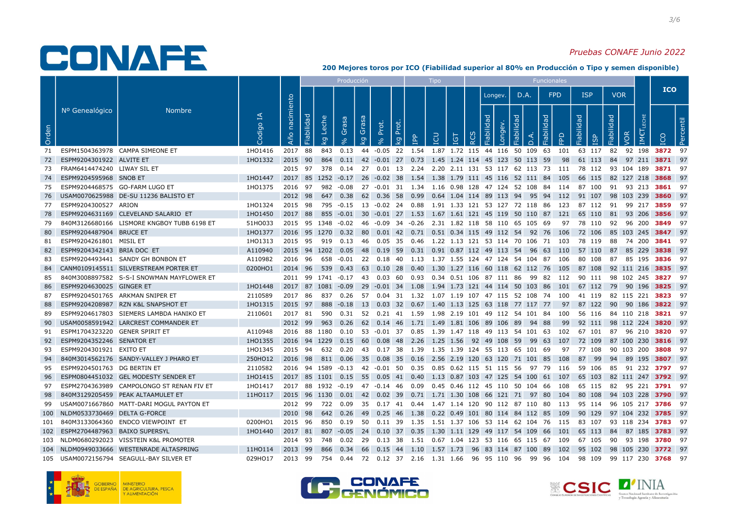*Pruebas CONAFE Junio 2022*

## 200 Mejores toros por ICO (Fiabilidad superior al 80% en Producción o Tipo y semen disponible)

| Orden | Nº Genealógico | Nombre | Codigo IA | Año nacimiento | Producción | | | | | | | Tipo | | | Funcionales | | | | | | | | | | | | IMCT LECHE | ICO | |
|---|---|---|---|---|---|---|---|---|---|---|---|---|---|---|---|---|---|---|---|---|---|---|---|---|---|---|---|---|---|
| | | | | | Fiabilidad | kg Leche | % Grasa | kg Grasa | % Prot. | kg Prot. | IPP | ICU | IGT | RCS | Longev. Fiabilidad | Longev. | D.A. Fiabilidad | D.A. | FPD Fiabilidad | FPD | ISP Fiabilidad | ISP | VOR Fiabilidad | VOR | | | | ICO | Percentil |
| 71 | ESPM1504363978 | CAMPA SIMEONE ET | 1HO1416 | 2017 | 88 | 843 | 0.13 | 44 | -0.05 | 22 | 1.54 | 1.87 | 1.72 | 115 | 44 | 116 | 50 | 109 | 63 | 101 | 63 | 117 | 82 | 92 | | | 198 | 3872 | 97 |
| 72 | ESPM9204301922 | ALVITE ET | 1HO1332 | 2015 | 90 | 864 | 0.11 | 42 | -0.01 | 27 | 0.73 | 1.45 | 1.24 | 114 | 45 | 123 | 50 | 113 | 59 | 98 | 61 | 113 | 84 | 97 | | | 211 | 3871 | 97 |
| 73 | FRAM6414474240 | LIWAY SIL ET | | 2015 | 97 | 378 | 0.14 | 27 | 0.01 | 13 | 2.24 | 2.20 | 2.11 | 131 | 53 | 117 | 62 | 113 | 73 | 111 | 78 | 112 | 93 | 104 | | | 189 | 3871 | 97 |
| 74 | ESPM9204595968 | SNOB ET | 1HO1447 | 2017 | 85 | 1252 | -0.17 | 26 | -0.02 | 38 | 1.54 | 1.38 | 1.79 | 111 | 45 | 116 | 52 | 111 | 84 | 105 | 66 | 115 | 82 | 127 | | | 218 | 3868 | 97 |
| 75 | ESPM9204468575 | GO-FARM LUGO ET | 1HO1375 | 2016 | 97 | 982 | -0.08 | 27 | -0.01 | 31 | 1.34 | 1.16 | 0.98 | 128 | 47 | 124 | 52 | 108 | 84 | 114 | 87 | 100 | 91 | 93 | | | 213 | 3861 | 97 |
| 76 | USAM0070625988 | DE-SU 11236 BALISTO ET | | 2012 | 98 | 647 | 0.38 | 62 | 0.36 | 58 | 0.99 | 0.64 | 1.04 | 114 | 89 | 113 | 94 | 95 | 94 | 112 | 91 | 107 | 98 | 103 | | | 239 | 3860 | 97 |
| 77 | ESPM9204300527 | ARION | 1HO1324 | 2015 | 98 | 795 | -0.15 | 13 | -0.02 | 24 | 0.88 | 1.91 | 1.33 | 121 | 53 | 127 | 72 | 118 | 86 | 123 | 87 | 112 | 91 | 99 | | | 217 | 3859 | 97 |
| 78 | ESPM9204631169 | CLEVELAND SALARIO ET | 1HO1450 | 2017 | 88 | 855 | -0.01 | 30 | -0.01 | 27 | 1.53 | 1.67 | 1.61 | 121 | 45 | 119 | 50 | 110 | 87 | 121 | 65 | 110 | 81 | 93 | | | 206 | 3856 | 97 |
| 79 | 840M3126680166 | LISMORE KNGBOY TUBB 6198 ET | 51HO033 | 2015 | 95 | 1348 | -0.02 | 46 | -0.09 | 34 | -0.26 | 2.31 | 1.82 | 118 | 58 | 110 | 65 | 105 | 69 | 97 | 78 | 110 | 92 | 96 | | | 200 | 3849 | 97 |
| 80 | ESPM9204487904 | BRUCE ET | 1HO1377 | 2016 | 95 | 1270 | 0.32 | 80 | 0.01 | 42 | 0.71 | 0.51 | 0.34 | 115 | 49 | 112 | 54 | 92 | 76 | 106 | 72 | 106 | 85 | 103 | | | 245 | 3847 | 97 |
| 81 | ESPM9204261801 | MISIL ET | 1HO1313 | 2015 | 95 | 919 | 0.13 | 46 | 0.05 | 35 | 0.46 | 1.22 | 1.13 | 121 | 53 | 114 | 70 | 106 | 71 | 103 | 78 | 119 | 88 | 74 | | | 200 | 3841 | 97 |
| 82 | ESPM9204342143 | BRIA DOC ET | A110940 | 2015 | 94 | 1202 | 0.05 | 48 | 0.19 | 59 | 0.31 | 0.91 | 0.87 | 112 | 49 | 113 | 54 | 96 | 63 | 110 | 57 | 110 | 87 | 85 | | | 229 | 3838 | 97 |
| 83 | ESPM9204493441 | SANDY GH BONBON ET | A110982 | 2016 | 96 | 658 | -0.01 | 22 | 0.18 | 40 | 1.13 | 1.37 | 1.55 | 124 | 47 | 124 | 54 | 104 | 87 | 106 | 80 | 108 | 87 | 85 | | | 195 | 3836 | 97 |
| 84 | CANM0109145511 | SILVERSTREAM PORTER ET | 0200HO1 | 2014 | 96 | 539 | 0.43 | 63 | 0.10 | 28 | 0.40 | 1.30 | 1.27 | 116 | 60 | 118 | 62 | 112 | 76 | 105 | 87 | 108 | 92 | 111 | | | 216 | 3835 | 97 |
| 85 | 840M3008897582 | S-S-I SNOWMAN MAYFLOWER ET | | 2011 | 99 | 1741 | -0.17 | 43 | 0.03 | 60 | 0.93 | 0.34 | 0.51 | 106 | 87 | 111 | 86 | 99 | 82 | 112 | 90 | 111 | 98 | 102 | | | 245 | 3827 | 97 |
| 86 | ESPM9204630025 | GINGER ET | 1HO1448 | 2017 | 87 | 1081 | -0.09 | 29 | -0.01 | 34 | 1.08 | 1.94 | 1.73 | 121 | 44 | 114 | 50 | 103 | 86 | 101 | 67 | 112 | 79 | 90 | | | 196 | 3825 | 97 |
| 87 | ESPM9204501765 | ARKMAN SNIPER ET | 2110589 | 2017 | 86 | 837 | 0.26 | 57 | 0.04 | 31 | 1.32 | 1.07 | 1.19 | 107 | 47 | 115 | 52 | 108 | 74 | 100 | 41 | 119 | 82 | 115 | | | 221 | 3823 | 97 |
| 88 | ESPM9204208987 | RZN K&L SNAPSHOT ET | 1HO1315 | 2015 | 97 | 888 | -0.18 | 13 | 0.03 | 32 | 0.67 | 1.40 | 1.13 | 125 | 63 | 118 | 77 | 117 | 77 | 97 | 87 | 122 | 90 | 90 | | | 186 | 3822 | 97 |
| 89 | ESPM9204617803 | SIEMERS LAMBDA HANIKO ET | 2110601 | 2017 | 81 | 590 | 0.31 | 52 | 0.21 | 41 | 1.59 | 1.98 | 2.19 | 101 | 49 | 112 | 54 | 101 | 84 | 100 | 56 | 116 | 84 | 110 | | | 218 | 3821 | 97 |
| 90 | USAM0058591942 | LARCREST COMMANDER ET | | 2012 | 99 | 963 | 0.26 | 62 | 0.14 | 46 | 1.71 | 1.49 | 1.81 | 106 | 89 | 106 | 89 | 94 | 88 | 99 | 92 | 111 | 98 | 112 | | | 224 | 3820 | 97 |
| 91 | ESPM1704323220 | GENER SPIRIT ET | A110948 | 2016 | 88 | 1180 | 0.10 | 53 | -0.01 | 37 | 0.85 | 1.39 | 1.47 | 118 | 49 | 113 | 54 | 101 | 63 | 102 | 67 | 101 | 87 | 96 | | | 210 | 3820 | 97 |
| 92 | ESPM9204352246 | SENATOR ET | 1HO1355 | 2016 | 94 | 1229 | 0.15 | 60 | 0.08 | 48 | 2.26 | 1.25 | 1.56 | 92 | 49 | 108 | 59 | 99 | 63 | 107 | 72 | 109 | 87 | 100 | | | 230 | 3816 | 97 |
| 93 | ESPM9204301921 | EXITO ET | 1HO1345 | 2015 | 94 | 632 | 0.20 | 43 | 0.17 | 38 | 1.39 | 1.35 | 1.39 | 124 | 55 | 113 | 65 | 101 | 69 | 97 | 77 | 108 | 90 | 103 | | | 200 | 3808 | 97 |
| 94 | 840M3014562176 | SANDY-VALLEY J PHARO ET | 250HO12 | 2016 | 98 | 811 | 0.06 | 35 | 0.08 | 35 | 0.16 | 2.56 | 2.19 | 120 | 63 | 120 | 71 | 101 | 85 | 108 | 87 | 99 | 94 | 89 | | | 195 | 3807 | 97 |
| 95 | ESPM9204501763 | DG BERTIN ET | 2110582 | 2016 | 94 | 1589 | -0.13 | 42 | -0.01 | 50 | 0.35 | 0.85 | 0.62 | 115 | 51 | 115 | 56 | 97 | 79 | 116 | 59 | 106 | 85 | 91 | | | 232 | 3797 | 97 |
| 96 | ESPM0804451032 | GEL MODESTY SENDER ET | 1HO1415 | 2017 | 85 | 1101 | 0.15 | 55 | 0.05 | 41 | 0.40 | 1.13 | 0.87 | 103 | 47 | 125 | 54 | 100 | 61 | 107 | 65 | 103 | 82 | 111 | | | 247 | 3792 | 97 |
| 97 | ESPM2704363989 | CAMPOLONGO ST RENAN FIV ET | 1HO1417 | 2017 | 88 | 1932 | -0.19 | 47 | -0.14 | 46 | 0.09 | 0.45 | 0.46 | 112 | 45 | 110 | 50 | 104 | 66 | 108 | 65 | 115 | 82 | 95 | | | 221 | 3791 | 97 |
| 98 | 840M3129205459 | PEAK ALTAAMULET ET | 11HO117 | 2015 | 96 | 1130 | 0.01 | 42 | 0.02 | 39 | 0.71 | 1.71 | 1.30 | 108 | 66 | 121 | 71 | 97 | 80 | 104 | 80 | 108 | 94 | 103 | | | 228 | 3790 | 97 |
| 99 | USAM0071667860 | MATT-DARI MOGUL PAYTON ET | | 2012 | 99 | 722 | 0.09 | 35 | 0.17 | 41 | 0.44 | 1.47 | 1.14 | 120 | 90 | 112 | 87 | 110 | 80 | 113 | 95 | 114 | 96 | 105 | | | 217 | 3786 | 97 |
| 100 | NLDM0533730469 | DELTA G-FORCE | | 2010 | 98 | 642 | 0.26 | 49 | 0.25 | 46 | 1.38 | 0.22 | 0.49 | 101 | 80 | 114 | 84 | 112 | 85 | 109 | 90 | 129 | 97 | 104 | | | 232 | 3785 | 97 |
| 101 | 840M3133064360 | ENDCO VIEWPOINT ET | 0200HO1 | 2015 | 96 | 850 | 0.19 | 50 | 0.11 | 39 | 1.35 | 1.51 | 1.37 | 106 | 53 | 114 | 62 | 104 | 76 | 115 | 83 | 107 | 93 | 118 | | | 234 | 3783 | 97 |
| 102 | ESPM2704487963 | BAIXO SUPERSYL | 1HO1440 | 2017 | 81 | 807 | -0.05 | 24 | 0.10 | 37 | 0.35 | 1.30 | 1.11 | 129 | 49 | 117 | 54 | 109 | 66 | 101 | 65 | 113 | 84 | 87 | | | 185 | 3783 | 97 |
| 103 | NLDM0680292023 | VISSTEIN K&L PROMOTER | | 2014 | 93 | 748 | 0.02 | 29 | 0.13 | 38 | 1.51 | 0.67 | 1.04 | 123 | 53 | 116 | 65 | 115 | 67 | 109 | 67 | 105 | 90 | 93 | | | 198 | 3780 | 97 |
| 104 | NLDM0949033666 | WESTENRADE ALTASPRING | 11HO114 | 2013 | 99 | 866 | 0.34 | 66 | 0.15 | 44 | 1.10 | 1.57 | 1.73 | 96 | 83 | 114 | 87 | 100 | 89 | 102 | 95 | 102 | 98 | 105 | | | 230 | 3772 | 97 |
| 105 | USAM0072156794 | SEAGULL-BAY SILVER ET | 029HO17 | 2013 | 99 | 754 | 0.44 | 72 | 0.12 | 37 | 2.16 | 1.31 | 1.66 | 96 | 95 | 110 | 96 | 99 | 96 | 104 | 98 | 109 | 99 | 117 | | | 230 | 3768 | 97 |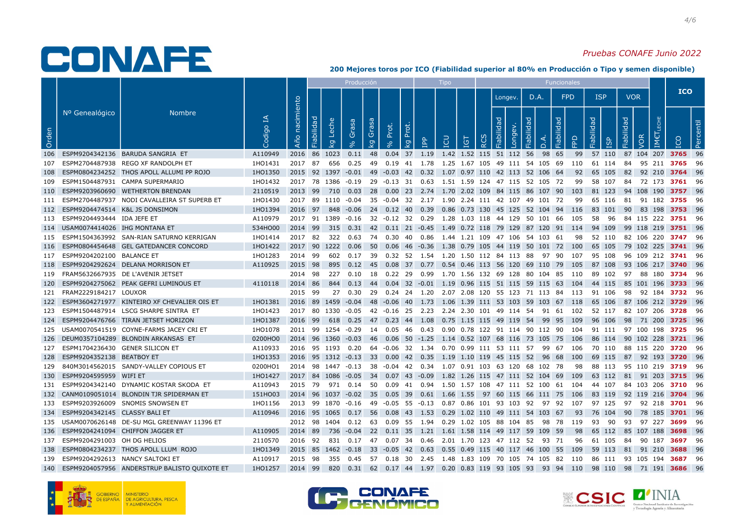# CONAFE

*Pruebas CONAFE Junio 2022*

**200 Mejores toros por ICO (Fiabilidad superior al 80% en Producción o Tipo y semen disponible)**

| Orden | Nº Genealógico | Nombre | Codigo IA | Año nacimiento | Producción | | | | | | | Tipo | | | Funcionales | | | | | | | | | | | | IM€T LECHE | ICO | |
|---|---|---|---|---|---|---|---|---|---|---|---|---|---|---|---|---|---|---|---|---|---|---|---|---|---|---|---|---|---|
| | | | | | | | | | | | | | | | | Longev. | | D.A. | | FPD | | ISP | | VOR | | | | | |
| | | | | | Fiabilidad | kg Leche | % Grasa | kg Grasa | % Prot. | kg Prot. | IPP | ICU | IGT | RCS | Fiabilidad | Longev. | Fiabilidad | D.A. | Fiabilidad | FPD | Fiabilidad | ISP | Fiabilidad | VOR | | IM€T LECHE | ICO | Percentil |
| 106 | ESPM9204342136 | BARUDA SANGRIA ET | A110949 | 2016 | 86 | 1023 | 0.11 | 48 | 0.04 | 37 | 1.19 | 1.42 | 1.52 | 115 | 51 | 112 | 56 | 98 | 65 | 99 | 57 | 110 | 87 | 104 | | 207 | 3765 | 96 |
| 107 | ESPM2704487938 | REGO XF RANDOLPH ET | 1HO1431 | 2017 | 87 | 656 | 0.25 | 49 | 0.19 | 41 | 1.78 | 1.25 | 1.67 | 105 | 49 | 111 | 54 | 105 | 69 | 110 | 61 | 114 | 84 | 95 | | 211 | 3765 | 96 |
| 108 | ESPM0804234252 | THOS APOLL ALLUMI PP ROJO | 1HO1350 | 2015 | 92 | 1397 | -0.01 | 49 | -0.03 | 42 | 0.32 | 1.07 | 0.97 | 110 | 42 | 113 | 52 | 106 | 64 | 92 | 65 | 105 | 82 | 92 | | 210 | 3764 | 96 |
| 109 | ESPM1504487931 | CAMPA SUPERMARIO | 1HO1432 | 2017 | 78 | 1386 | -0.19 | 29 | -0.13 | 31 | 0.63 | 1.51 | 1.59 | 124 | 47 | 115 | 52 | 105 | 72 | 99 | 58 | 107 | 84 | 72 | | 173 | 3761 | 96 |
| 110 | ESPM9203960690 | WETHERTON BRENDAN | 2110519 | 2013 | 99 | 710 | 0.03 | 28 | 0.00 | 23 | 2.74 | 1.70 | 2.02 | 109 | 84 | 115 | 86 | 107 | 90 | 103 | 81 | 123 | 94 | 108 | | 190 | 3757 | 96 |
| 111 | ESPM2704487937 | NODI CAVALLEIRA ST SUPERB ET | 1HO1430 | 2017 | 89 | 1110 | -0.04 | 35 | -0.04 | 32 | 2.17 | 1.90 | 2.24 | 111 | 42 | 107 | 42 | 101 | 72 | 99 | 65 | 116 | 81 | 91 | | 182 | 3755 | 96 |
| 112 | ESPM9204474514 | K&L JS DONSIMON | 1HO1394 | 2016 | 97 | 848 | -0.06 | 24 | 0.12 | 40 | 0.39 | 0.86 | 0.73 | 130 | 45 | 125 | 52 | 104 | 94 | 116 | 83 | 101 | 90 | 83 | | 198 | 3753 | 96 |
| 113 | ESPM9204493444 | IDA JEFE ET | A110979 | 2017 | 91 | 1389 | -0.16 | 32 | -0.12 | 32 | 0.29 | 1.28 | 1.03 | 118 | 44 | 129 | 50 | 101 | 66 | 105 | 58 | 96 | 84 | 115 | | 222 | 3751 | 96 |
| 114 | USAM0074414026 | IHG MONTANA ET | 534HO00 | 2014 | 99 | 315 | 0.31 | 42 | 0.11 | 21 | -0.45 | 1.49 | 0.72 | 118 | 79 | 129 | 87 | 120 | 91 | 114 | 94 | 109 | 99 | 118 | | 219 | 3751 | 96 |
| 115 | ESPM1504363992 | SAN-RIAN SATURNO KERRIGAN | 1HO1414 | 2017 | 82 | 322 | 0.63 | 74 | 0.30 | 40 | 0.86 | 1.44 | 1.21 | 109 | 47 | 106 | 54 | 103 | 61 | 98 | 52 | 110 | 82 | 106 | | 220 | 3747 | 96 |
| 116 | ESPM0804454648 | GEL GATEDANCER CONCORD | 1HO1422 | 2017 | 90 | 1222 | 0.06 | 50 | 0.06 | 46 | -0.36 | 1.38 | 0.79 | 105 | 44 | 119 | 50 | 101 | 72 | 100 | 65 | 105 | 79 | 102 | | 225 | 3741 | 96 |
| 117 | ESPM9204202100 | BALANCE ET | 1HO1283 | 2014 | 99 | 602 | 0.17 | 39 | 0.32 | 52 | 1.54 | 1.20 | 1.50 | 112 | 84 | 113 | 88 | 97 | 90 | 107 | 95 | 108 | 96 | 109 | | 212 | 3741 | 96 |
| 118 | ESPM9204292624 | DELANA MORRISON ET | A110925 | 2015 | 98 | 895 | 0.12 | 45 | 0.08 | 37 | 0.77 | 0.54 | 0.46 | 113 | 56 | 120 | 69 | 110 | 79 | 105 | 87 | 108 | 93 | 106 | | 217 | 3740 | 96 |
| 119 | FRAM5632667935 | DE L'AVENIR JETSET | | 2014 | 98 | 227 | 0.10 | 18 | 0.22 | 29 | 0.99 | 1.70 | 1.56 | 132 | 69 | 128 | 80 | 104 | 85 | 110 | 89 | 102 | 97 | 88 | | 180 | 3734 | 96 |
| 120 | ESPM9204275062 | PEAK GEFRI LUMINOUS ET | 4110118 | 2014 | 86 | 844 | 0.13 | 44 | 0.04 | 32 | -0.01 | 1.19 | 0.96 | 115 | 51 | 115 | 59 | 115 | 63 | 104 | 44 | 115 | 85 | 101 | | 196 | 3733 | 96 |
| 121 | FRAM2229184217 | LOUXOR | | 2015 | 99 | 27 | 0.30 | 29 | 0.24 | 24 | 1.20 | 2.07 | 2.08 | 120 | 55 | 123 | 71 | 113 | 84 | 113 | 91 | 106 | 98 | 92 | | 184 | 3732 | 96 |
| 122 | ESPM3604271977 | KINTEIRO XF CHEVALIER OIS ET | 1HO1381 | 2016 | 89 | 1459 | -0.04 | 48 | -0.06 | 40 | 1.73 | 1.06 | 1.39 | 111 | 53 | 103 | 59 | 103 | 67 | 118 | 65 | 106 | 87 | 106 | | 212 | 3729 | 96 |
| 123 | ESPM1504487914 | LSCG SHARPE SINTRA ET | 1HO1423 | 2017 | 80 | 1330 | -0.05 | 42 | -0.16 | 25 | 2.23 | 2.24 | 2.30 | 101 | 49 | 114 | 54 | 91 | 61 | 102 | 52 | 117 | 82 | 107 | | 206 | 3728 | 96 |
| 124 | ESPM9204476766 | TIRAN JETSET HORIZON | 1HO1387 | 2016 | 99 | 618 | 0.25 | 47 | 0.23 | 44 | 1.08 | 0.75 | 1.15 | 115 | 49 | 119 | 54 | 99 | 95 | 109 | 96 | 106 | 98 | 71 | | 200 | 3725 | 96 |
| 125 | USAM0070541519 | COYNE-FARMS JACEY CRI ET | 1HO1078 | 2011 | 99 | 1254 | -0.29 | 14 | 0.05 | 46 | 0.43 | 0.90 | 0.78 | 122 | 91 | 114 | 90 | 112 | 90 | 104 | 91 | 111 | 97 | 100 | | 198 | 3725 | 96 |
| 126 | DEUM0357104289 | BLONDIN ARKANSAS ET | 0200HO0 | 2014 | 96 | 1360 | -0.03 | 46 | 0.06 | 50 | -1.25 | 1.14 | 0.52 | 107 | 68 | 116 | 73 | 105 | 75 | 106 | 86 | 114 | 90 | 102 | | 228 | 3721 | 96 |
| 127 | ESPM1704236430 | GENER SILICON ET | A110933 | 2016 | 95 | 1193 | 0.20 | 64 | -0.06 | 32 | 1.34 | 0.70 | 0.99 | 111 | 53 | 111 | 57 | 99 | 67 | 106 | 70 | 110 | 88 | 115 | | 220 | 3720 | 96 |
| 128 | ESPM9204352138 | BEATBOY ET | 1HO1353 | 2016 | 95 | 1312 | -0.13 | 33 | 0.00 | 42 | 0.35 | 1.19 | 1.10 | 119 | 45 | 115 | 52 | 96 | 68 | 100 | 69 | 115 | 87 | 92 | | 193 | 3720 | 96 |
| 129 | 840M3014562015 | SANDY-VALLEY COPIOUS ET | 0200HO1 | 2014 | 98 | 1447 | -0.13 | 38 | -0.04 | 42 | 0.34 | 1.07 | 0.91 | 103 | 63 | 120 | 68 | 102 | 78 | 98 | 88 | 113 | 95 | 110 | | 219 | 3719 | 96 |
| 130 | ESPM9204595959 | WIFI ET | 1HO1427 | 2017 | 84 | 1086 | -0.05 | 34 | 0.07 | 43 | -0.09 | 1.82 | 1.26 | 115 | 47 | 111 | 52 | 104 | 69 | 109 | 63 | 112 | 81 | 91 | | 203 | 3715 | 96 |
| 131 | ESPM9204342140 | DYNAMIC KOSTAR SKODA ET | A110943 | 2015 | 79 | 971 | 0.14 | 50 | 0.09 | 41 | 0.94 | 1.50 | 1.57 | 108 | 47 | 111 | 52 | 100 | 61 | 104 | 44 | 107 | 84 | 103 | | 206 | 3710 | 96 |
| 132 | CANM0109051014 | BLONDIN TJR SPIDERMAN ET | 151HO03 | 2014 | 96 | 1037 | -0.02 | 35 | 0.05 | 39 | 0.61 | 1.66 | 1.55 | 97 | 60 | 115 | 66 | 111 | 75 | 106 | 83 | 119 | 92 | 119 | | 216 | 3704 | 96 |
| 133 | ESPM9203926009 | SNOMIS SNOWSEN ET | 1HO1156 | 2013 | 99 | 1870 | -0.16 | 49 | -0.05 | 55 | -0.13 | 0.87 | 0.86 | 101 | 93 | 103 | 92 | 97 | 92 | 107 | 97 | 125 | 97 | 92 | | 218 | 3701 | 96 |
| 134 | ESPM9204342145 | CLASSY BALI ET | A110946 | 2016 | 95 | 1065 | 0.17 | 56 | 0.08 | 43 | 1.53 | 0.29 | 1.02 | 110 | 49 | 111 | 54 | 103 | 67 | 93 | 76 | 104 | 90 | 78 | | 185 | 3701 | 96 |
| 135 | USAM0070626148 | DE-SU MGL GREENWAY 11396 ET | | 2012 | 98 | 1404 | 0.12 | 63 | 0.09 | 55 | 1.94 | 0.29 | 1.02 | 105 | 88 | 104 | 85 | 98 | 78 | 119 | 93 | 90 | 93 | 97 | | 227 | 3699 | 96 |
| 136 | ESPM9204241094 | CHIFFON JAGGER ET | A110905 | 2014 | 89 | 736 | -0.04 | 22 | 0.11 | 35 | 1.21 | 1.61 | 1.58 | 114 | 49 | 117 | 59 | 109 | 59 | 98 | 65 | 112 | 85 | 107 | | 188 | 3698 | 96 |
| 137 | ESPM9204291003 | OH DG HELIOS | 2110570 | 2016 | 92 | 831 | 0.17 | 47 | 0.07 | 34 | 0.46 | 2.01 | 1.70 | 123 | 47 | 112 | 52 | 93 | 71 | 96 | 61 | 105 | 84 | 90 | | 187 | 3697 | 96 |
| 138 | ESPM0804234237 | THOS APOLL LLUM ROJO | 1HO1349 | 2015 | 85 | 1462 | -0.18 | 33 | -0.05 | 42 | 0.63 | 0.55 | 0.49 | 115 | 40 | 117 | 46 | 100 | 55 | 109 | 59 | 113 | 81 | 91 | | 210 | 3688 | 96 |
| 139 | ESPM9204292613 | NANCY SALTOKI ET | A110917 | 2015 | 98 | 355 | 0.45 | 57 | 0.18 | 30 | 2.45 | 1.48 | 1.83 | 109 | 70 | 105 | 74 | 105 | 82 | 110 | 86 | 111 | 93 | 105 | | 194 | 3687 | 96 |
| 140 | ESPM9204057956 | ANDERSTRUP BALISTO QUIXOTE ET | 1HO1257 | 2014 | 99 | 820 | 0.31 | 62 | 0.17 | 44 | 1.97 | 0.20 | 0.83 | 119 | 93 | 105 | 93 | 93 | 94 | 110 | 98 | 110 | 98 | 71 | | 191 | 3686 | 96 |

GOBIERNO DE ESPAÑA · MINISTERIO DE AGRICULTURA, PESCA Y ALIMENTACIÓN · CONAFE GENÓMICO · CSIC · INIA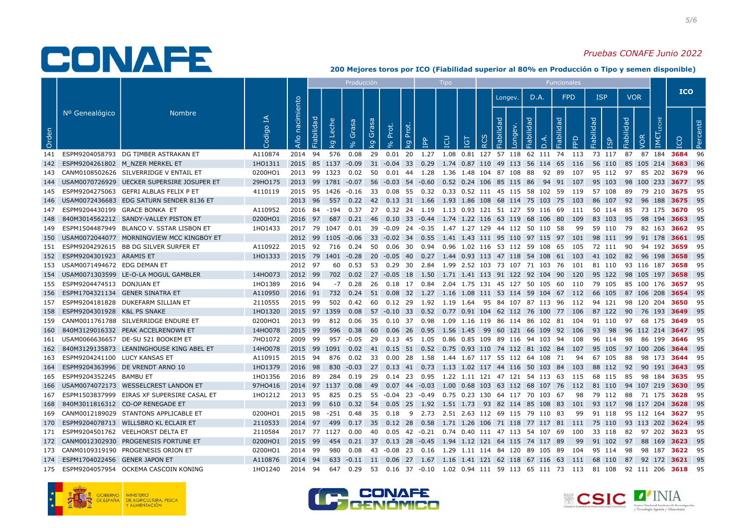# CONAFE

*Pruebas CONAFE Junio 2022*

**200 Mejores toros por ICO (Fiabilidad superior al 80% en Producción o Tipo y semen disponible)**

| Orden | Nº Genealógico | Nombre | Codigo IA | Año nacimiento | Producción | | | | | | | Tipo | | | Funcionales | | | | | | | | | | | | IMCT LECHE | ICO | |
|---|---|---|---|---|---|---|---|---|---|---|---|---|---|---|---|---|---|---|---|---|---|---|---|---|---|---|---|---|---|
| | | | | | Fiabilidad | kg Leche | % Grasa | kg Grasa | % Prot. | kg Prot. | IPP | ICU | IGT | RCS | Longev. | | D.A. | | FPD | | ISP | | VOR | | | | | | |
| | | | | | | | | | | | | | | | Fiabilidad | Longev. | Fiabilidad | D.A. | Fiabilidad | FPD | Fiabilidad | ISP | Fiabilidad | VOR | | | ICO | Percentil |
| 141 | ESPM9204058793 | DG TIMBER ASTRAKAN ET | A110874 | 2014 | 94 | 576 | 0.08 | 29 | 0.01 | 20 | 1.27 | 1.08 | 0.81 | 127 | 57 | 118 | 62 | 111 | 74 | 113 | 73 | 117 | 87 | 87 | 184 | | **3684** | 96 |
| 142 | ESPM9204261802 | M_NZER MERKEL ET | 1HO1311 | 2015 | 85 | 1137 | -0.09 | 31 | -0.04 | 33 | 0.29 | 1.74 | 0.87 | 110 | 49 | 113 | 56 | 114 | 65 | 116 | 56 | 110 | 85 | 105 | 214 | | **3683** | 96 |
| 143 | CANM0108502626 | SILVERRIDGE V ENTAIL ET | 0200HO1 | 2013 | 99 | 1323 | 0.02 | 50 | 0.01 | 44 | 1.28 | 1.36 | 1.48 | 104 | 87 | 108 | 88 | 92 | 89 | 107 | 95 | 112 | 97 | 85 | 202 | | **3679** | 96 |
| 144 | USAM0070726929 | UECKER SUPERSIRE JOSUPER ET | 29HO175 | 2013 | 99 | 1781 | -0.07 | 56 | -0.03 | 54 | -0.60 | 0.52 | 0.24 | 106 | 85 | 115 | 86 | 94 | 91 | 107 | 95 | 103 | 98 | 100 | 233 | | **3677** | 95 |
| 145 | ESPM9204275063 | GEFRI ALBLAS FELIX P ET | 4110119 | 2015 | 95 | 1426 | -0.16 | 33 | 0.08 | 55 | 0.32 | 0.33 | 0.52 | 111 | 45 | 115 | 58 | 102 | 59 | 119 | 57 | 108 | 89 | 79 | 210 | | **3675** | 95 |
| 146 | USAM0072436683 | EDG SATURN SENDER 8136 ET | | 2013 | 96 | 557 | 0.22 | 42 | 0.13 | 31 | 1.66 | 1.93 | 1.86 | 108 | 68 | 114 | 75 | 103 | 75 | 103 | 86 | 107 | 92 | 96 | 188 | | **3675** | 95 |
| 147 | ESPM9204430199 | GRACE BONKA ET | A110952 | 2016 | 84 | -194 | 0.37 | 27 | 0.32 | 24 | 1.19 | 1.13 | 0.93 | 121 | 51 | 127 | 59 | 116 | 69 | 111 | 50 | 114 | 85 | 73 | 175 | | **3670** | 95 |
| 148 | 840M3014562212 | SANDY-VALLEY PISTON ET | 0200HO1 | 2016 | 97 | 687 | 0.21 | 46 | 0.10 | 33 | -0.44 | 1.74 | 1.22 | 116 | 63 | 119 | 68 | 106 | 80 | 109 | 83 | 103 | 95 | 98 | 194 | | **3663** | 95 |
| 149 | ESPM1504487949 | BLANCO V. SSTAR LISBON ET | 1HO1433 | 2017 | 79 | 1047 | 0.01 | 39 | -0.09 | 24 | -0.35 | 1.47 | 1.27 | 129 | 44 | 112 | 50 | 110 | 58 | 99 | 59 | 110 | 79 | 82 | 163 | | **3662** | 95 |
| 150 | USAM0072044077 | MORNINGVIEW MCC KINGBOY ET | | 2012 | 99 | 1105 | -0.06 | 33 | -0.02 | 34 | 0.55 | 1.41 | 1.43 | 111 | 95 | 110 | 97 | 115 | 97 | 101 | 98 | 111 | 99 | 91 | 178 | | **3661** | 95 |
| 151 | ESPM9204292615 | BB DG SILVER SURFER ET | A110922 | 2015 | 92 | 716 | 0.24 | 50 | 0.06 | 30 | 0.94 | 0.96 | 1.02 | 116 | 53 | 112 | 59 | 108 | 65 | 105 | 72 | 111 | 90 | 94 | 192 | | **3659** | 95 |
| 152 | ESPM9204301923 | ARAMIS ET | 1HO1333 | 2015 | 79 | 1401 | -0.28 | 20 | -0.05 | 40 | 0.27 | 1.44 | 0.93 | 113 | 47 | 118 | 54 | 108 | 61 | 103 | 41 | 102 | 82 | 96 | 198 | | **3658** | 95 |
| 153 | USAM0071494672 | EDG DEMAN ET | | 2012 | 97 | 60 | 0.53 | 53 | 0.29 | 30 | 2.84 | 1.99 | 2.52 | 103 | 73 | 107 | 71 | 103 | 76 | 101 | 81 | 110 | 93 | 116 | 187 | | **3658** | 95 |
| 154 | USAM0071303599 | LE-O-LA MOGUL GAMBLER | 14HO073 | 2012 | 99 | 702 | 0.02 | 27 | -0.05 | 18 | 1.50 | 1.71 | 1.41 | 113 | 91 | 122 | 92 | 104 | 90 | 120 | 95 | 122 | 98 | 105 | 197 | | **3658** | 95 |
| 155 | ESPM9204474513 | DONJUAN ET | 1HO1389 | 2016 | 94 | -7 | 0.28 | 26 | 0.18 | 17 | 0.84 | 2.04 | 1.75 | 131 | 45 | 127 | 50 | 105 | 60 | 110 | 79 | 105 | 85 | 100 | 176 | | **3657** | 95 |
| 156 | ESPM1704321134 | GENER SINATRA ET | A110950 | 2016 | 91 | 732 | 0.24 | 51 | 0.08 | 32 | 1.27 | 1.16 | 1.08 | 111 | 53 | 114 | 59 | 104 | 67 | 112 | 66 | 105 | 87 | 106 | 208 | | **3654** | 95 |
| 157 | ESPM9204181828 | DUKEFARM SILLIAN ET | 2110555 | 2015 | 99 | 502 | 0.42 | 60 | 0.12 | 29 | 1.92 | 1.19 | 1.64 | 95 | 84 | 107 | 87 | 113 | 96 | 112 | 94 | 121 | 98 | 120 | 204 | | **3650** | 95 |
| 158 | ESPM9204301928 | K&L PS SNAKE | 1HO1320 | 2015 | 97 | 1359 | 0.08 | 57 | -0.10 | 33 | 0.52 | 0.77 | 0.91 | 104 | 62 | 112 | 76 | 100 | 77 | 106 | 87 | 122 | 90 | 76 | 193 | | **3649** | 95 |
| 159 | CANM0011761788 | SILVERRIDGE ENDURE ET | 0200HO1 | 2013 | 99 | 812 | 0.06 | 35 | 0.10 | 37 | 0.98 | 1.09 | 1.16 | 119 | 86 | 114 | 86 | 102 | 81 | 104 | 91 | 110 | 97 | 68 | 175 | | **3649** | 95 |
| 160 | 840M3129016332 | PEAK ACCELRENOWN ET | 14HO078 | 2015 | 99 | 596 | 0.38 | 60 | 0.06 | 26 | 0.95 | 1.56 | 1.45 | 99 | 60 | 121 | 66 | 109 | 92 | 106 | 93 | 98 | 96 | 112 | 214 | | **3647** | 95 |
| 161 | USAM0066636657 | DE-SU 521 BOOKEM ET | 7HO1072 | 2009 | 99 | 957 | -0.05 | 29 | 0.13 | 45 | 1.05 | 0.86 | 0.85 | 109 | 89 | 116 | 94 | 103 | 94 | 108 | 96 | 114 | 98 | 86 | 199 | | **3646** | 95 |
| 162 | 840M3129135873 | LEANINGHOUSE KING ABEL ET | 14HO078 | 2015 | 99 | 1091 | 0.02 | 41 | 0.15 | 51 | 0.52 | 0.75 | 0.93 | 110 | 74 | 112 | 81 | 102 | 84 | 107 | 95 | 105 | 97 | 100 | 206 | | **3644** | 95 |
| 163 | ESPM9204241100 | LUCY KANSAS ET | A110915 | 2015 | 94 | 876 | 0.02 | 33 | 0.00 | 28 | 1.58 | 1.44 | 1.67 | 117 | 55 | 112 | 64 | 108 | 71 | 94 | 67 | 105 | 88 | 98 | 173 | | **3644** | 95 |
| 164 | ESPM9204363996 | DE VRENDT ARNO 10 | 1HO1379 | 2016 | 98 | 830 | -0.03 | 27 | 0.13 | 41 | 0.73 | 1.13 | 1.02 | 117 | 44 | 116 | 50 | 103 | 84 | 103 | 88 | 112 | 92 | 90 | 191 | | **3643** | 95 |
| 165 | ESPM9204352245 | BAMBU ET | 1HO1356 | 2016 | 89 | 284 | 0.19 | 29 | 0.14 | 23 | 0.95 | 1.22 | 1.11 | 121 | 47 | 121 | 54 | 113 | 63 | 115 | 68 | 115 | 85 | 98 | 184 | | **3635** | 95 |
| 166 | USAM0074072173 | WESSELCREST LANDON ET | 97HO416 | 2014 | 97 | 1137 | 0.08 | 49 | 0.07 | 44 | -0.03 | 1.00 | 0.68 | 103 | 63 | 112 | 68 | 107 | 76 | 112 | 81 | 110 | 94 | 107 | 219 | | **3630** | 95 |
| 167 | ESPM1503837999 | EIRAS XF SUPERSIRE CASAL ET | 1HO1212 | 2013 | 95 | 825 | 0.25 | 55 | -0.04 | 23 | -0.49 | 0.75 | 0.23 | 130 | 64 | 117 | 70 | 103 | 67 | 98 | 79 | 112 | 88 | 71 | 175 | | **3628** | 95 |
| 168 | 840M3011816312 | CO-OP RENEGADE ET | | 2013 | 99 | 610 | 0.32 | 54 | 0.05 | 25 | 1.92 | 1.51 | 1.73 | 93 | 82 | 114 | 85 | 108 | 83 | 101 | 93 | 117 | 98 | 117 | 204 | | **3628** | 95 |
| 169 | CANM0012189029 | STANTONS APPLICABLE ET | 0200HO1 | 2015 | 98 | -251 | 0.48 | 35 | 0.18 | 9 | 2.73 | 2.51 | 2.63 | 112 | 69 | 115 | 79 | 110 | 83 | 99 | 91 | 118 | 95 | 112 | 164 | | **3627** | 95 |
| 170 | ESPM9204078713 | WILLSBRO KL ECLAIR ET | 2110533 | 2014 | 97 | 499 | 0.17 | 35 | 0.12 | 28 | 0.58 | 1.71 | 1.26 | 106 | 71 | 118 | 77 | 117 | 81 | 111 | 75 | 110 | 93 | 113 | 202 | | **3624** | 95 |
| 171 | ESPM9204501762 | VEELHORST DELTA ET | 2110584 | 2017 | 77 | 1127 | 0.00 | 40 | 0.05 | 42 | -0.21 | 0.74 | 0.40 | 111 | 47 | 113 | 54 | 107 | 69 | 100 | 33 | 118 | 82 | 97 | 202 | | **3623** | 95 |
| 172 | CANM0012302930 | PROGENESIS FORTUNE ET | 0200HO1 | 2015 | 99 | 454 | 0.21 | 37 | 0.13 | 28 | -0.45 | 1.94 | 1.12 | 121 | 64 | 115 | 74 | 117 | 89 | 99 | 91 | 102 | 97 | 88 | 169 | | **3623** | 95 |
| 173 | CANM0109319190 | PROGENESIS ORION ET | 0200HO1 | 2014 | 99 | 980 | 0.08 | 43 | -0.08 | 23 | 0.16 | 1.29 | 1.11 | 114 | 84 | 120 | 89 | 105 | 89 | 104 | 95 | 114 | 98 | 98 | 187 | | **3622** | 95 |
| 174 | ESPM1704022456 | GENER JAPON ET | A110876 | 2014 | 94 | 633 | -0.11 | 11 | 0.06 | 27 | 1.67 | 1.16 | 1.41 | 121 | 62 | 118 | 67 | 116 | 63 | 111 | 68 | 110 | 87 | 92 | 172 | | **3621** | 95 |
| 175 | ESPM9204057954 | OCKEMA CASCOIN KONING | 1HO1240 | 2014 | 94 | 647 | 0.29 | 53 | 0.16 | 37 | -0.10 | 1.02 | 0.94 | 111 | 59 | 113 | 65 | 111 | 73 | 113 | 81 | 108 | 92 | 111 | 206 | | **3618** | 95 |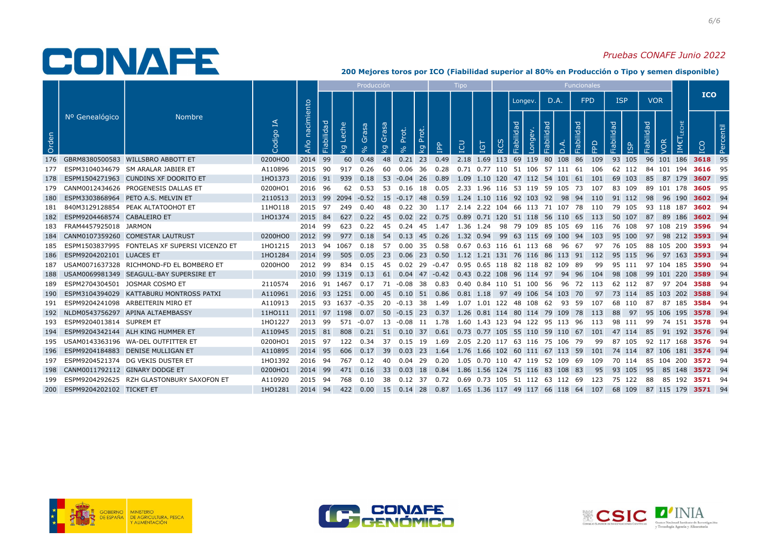# CONAFE

*Pruebas CONAFE Junio 2022*

## 200 Mejores toros por ICO (Fiabilidad superior al 80% en Producción o Tipo y semen disponible)

| | | | | | Producción | | | | | | | Tipo | | | Funcionales | | | | | | | | | | | | ICO | |
|---|---|---|---|---|---|---|---|---|---|---|---|---|---|---|---|---|---|---|---|---|---|---|---|---|---|---|---|---|
| | | | | | | | | | | | | | | | | Longev. | | D.A. | | FPD | | ISP | | VOR | | | | |
| Orden | Nº Genealógico | Nombre | Codigo IA | Año nacimiento | Fiabilidad | kg Leche | % Grasa | kg Grasa | % Prot. | kg Prot. | IPP | ICU | IGT | RCS | Fiabilidad | Longev. | Fiabilidad | D.A. | Fiabilidad | FPD | Fiabilidad | ISP | Fiabilidad | VOR | IMCT$_{LECHE}$ | ICO | Percentil |
| 176 | GBRM8380500583 | WILLSBRO ABBOTT ET | 0200HO0 | 2014 | 99 | 60 | 0.48 | 48 | 0.21 | 23 | 0.49 | 2.18 | 1.69 | 113 | 69 | 119 | 80 | 108 | 86 | 109 | 93 | 105 | 96 | 101 | 186 | **3618** | 95 |
| 177 | ESPM3104034679 | SM ARALAR JABIER ET | A110896 | 2015 | 90 | 917 | 0.26 | 60 | 0.06 | 36 | 0.28 | 0.71 | 0.77 | 110 | 51 | 106 | 57 | 111 | 61 | 106 | 62 | 112 | 84 | 101 | 194 | **3616** | 95 |
| 178 | ESPM1504271963 | CUNDINS XF DOORITO ET | 1HO1373 | 2016 | 91 | 939 | 0.18 | 53 | -0.04 | 26 | 0.89 | 1.09 | 1.10 | 120 | 47 | 112 | 54 | 101 | 61 | 101 | 69 | 103 | 85 | 87 | 179 | **3607** | 95 |
| 179 | CANM0012434626 | PROGENESIS DALLAS ET | 0200HO1 | 2016 | 96 | 62 | 0.53 | 53 | 0.16 | 18 | 0.05 | 2.33 | 1.96 | 116 | 53 | 119 | 59 | 105 | 73 | 107 | 83 | 109 | 89 | 101 | 178 | **3605** | 95 |
| 180 | ESPM3303868964 | PETO A.S. MELVIN ET | 2110513 | 2013 | 99 | 2094 | -0.52 | 15 | -0.17 | 48 | 0.59 | 1.24 | 1.10 | 116 | 92 | 103 | 92 | 98 | 94 | 110 | 91 | 112 | 98 | 96 | 190 | **3602** | 94 |
| 181 | 840M3129128854 | PEAK ALTATOOHOT ET | 11HO118 | 2015 | 97 | 249 | 0.40 | 48 | 0.22 | 30 | 1.17 | 2.14 | 2.22 | 104 | 66 | 113 | 71 | 107 | 78 | 110 | 79 | 105 | 93 | 118 | 187 | **3602** | 94 |
| 182 | ESPM9204468574 | CABALEIRO ET | 1HO1374 | 2015 | 84 | 627 | 0.22 | 45 | 0.02 | 22 | 0.75 | 0.89 | 0.71 | 120 | 51 | 118 | 56 | 110 | 65 | 113 | 50 | 107 | 87 | 89 | 186 | **3602** | 94 |
| 183 | FRAM4457925018 | JARMON | | 2014 | 99 | 623 | 0.22 | 45 | 0.24 | 45 | 1.47 | 1.36 | 1.24 | 98 | 79 | 109 | 85 | 105 | 69 | 116 | 76 | 108 | 97 | 108 | 219 | **3596** | 94 |
| 184 | CANM0107359260 | COMESTAR LAUTRUST | 0200HO0 | 2012 | 99 | 977 | 0.18 | 54 | 0.13 | 45 | 0.26 | 1.32 | 0.94 | 99 | 63 | 115 | 69 | 100 | 94 | 103 | 95 | 100 | 97 | 98 | 212 | **3593** | 94 |
| 185 | ESPM1503837995 | FONTELAS XF SUPERSI VICENZO ET | 1HO1215 | 2013 | 94 | 1067 | 0.18 | 57 | 0.00 | 35 | 0.58 | 0.67 | 0.63 | 116 | 61 | 113 | 68 | 96 | 67 | 97 | 76 | 105 | 88 | 105 | 200 | **3593** | 94 |
| 186 | ESPM9204202101 | LUACES ET | 1HO1284 | 2014 | 99 | 505 | 0.05 | 23 | 0.06 | 23 | 0.50 | 1.12 | 1.21 | 131 | 76 | 116 | 86 | 113 | 91 | 112 | 95 | 115 | 96 | 97 | 163 | **3593** | 94 |
| 187 | USAM0071637328 | RICHMOND-FD EL BOMBERO ET | 0200HO0 | 2012 | 99 | 834 | 0.15 | 45 | 0.02 | 29 | -0.47 | 0.95 | 0.65 | 118 | 82 | 118 | 82 | 109 | 89 | 99 | 95 | 111 | 97 | 104 | 185 | **3590** | 94 |
| 188 | USAM0069981349 | SEAGULL-BAY SUPERSIRE ET | | 2010 | 99 | 1319 | 0.13 | 61 | 0.04 | 47 | -0.42 | 0.43 | 0.22 | 108 | 96 | 114 | 97 | 94 | 96 | 104 | 98 | 108 | 99 | 101 | 220 | **3589** | 94 |
| 189 | ESPM2704304501 | JOSMAR COSMO ET | 2110574 | 2016 | 91 | 1467 | 0.17 | 71 | -0.08 | 38 | 0.83 | 0.40 | 0.84 | 110 | 51 | 100 | 56 | 96 | 72 | 113 | 62 | 112 | 87 | 97 | 204 | **3588** | 94 |
| 190 | ESPM3104394029 | KATTABURU MONTROSS PATXI | A110961 | 2016 | 93 | 1251 | 0.00 | 45 | 0.10 | 51 | 0.86 | 0.81 | 1.18 | 97 | 49 | 106 | 54 | 103 | 70 | 97 | 73 | 114 | 85 | 103 | 202 | **3588** | 94 |
| 191 | ESPM9204241098 | ARBEITERIN MIRO ET | A110913 | 2015 | 93 | 1637 | -0.35 | 20 | -0.13 | 38 | 1.49 | 1.07 | 1.01 | 122 | 48 | 108 | 62 | 93 | 59 | 107 | 68 | 110 | 87 | 87 | 185 | **3584** | 94 |
| 192 | NLDM0543756297 | APINA ALTAEMBASSY | 11HO111 | 2011 | 97 | 1198 | 0.07 | 50 | -0.15 | 23 | 0.37 | 1.26 | 0.81 | 114 | 80 | 114 | 79 | 109 | 78 | 113 | 88 | 97 | 95 | 106 | 195 | **3578** | 94 |
| 193 | ESPM9204013814 | SUPREM ET | 1HO1227 | 2013 | 99 | 571 | -0.07 | 13 | -0.08 | 11 | 1.78 | 1.60 | 1.43 | 123 | 94 | 122 | 95 | 113 | 96 | 113 | 98 | 111 | 99 | 74 | 151 | **3578** | 94 |
| 194 | ESPM9204342144 | ALH KING HUMMER ET | A110945 | 2015 | 81 | 808 | 0.21 | 51 | 0.10 | 37 | 0.61 | 0.73 | 0.77 | 105 | 55 | 110 | 59 | 110 | 67 | 101 | 47 | 114 | 85 | 91 | 192 | **3576** | 94 |
| 195 | USAM0143363196 | WA-DEL OUTFITTER ET | 0200HO1 | 2015 | 97 | 122 | 0.34 | 37 | 0.15 | 19 | 1.69 | 2.05 | 2.20 | 117 | 63 | 116 | 75 | 106 | 79 | 99 | 87 | 105 | 92 | 117 | 168 | **3576** | 94 |
| 196 | ESPM9204184883 | DENISE MULLIGAN ET | A110895 | 2014 | 95 | 606 | 0.17 | 39 | 0.03 | 23 | 1.64 | 1.76 | 1.66 | 102 | 60 | 111 | 67 | 113 | 59 | 101 | 74 | 114 | 87 | 106 | 181 | **3574** | 94 |
| 197 | ESPM9204521374 | DG VEKIS DUSTER ET | 1HO1392 | 2016 | 94 | 767 | 0.12 | 40 | 0.04 | 29 | 0.20 | 1.05 | 0.70 | 110 | 47 | 119 | 52 | 109 | 69 | 109 | 70 | 114 | 85 | 104 | 200 | **3572** | 94 |
| 198 | CANM0011792112 | GINARY DODGE ET | 0200HO1 | 2014 | 99 | 471 | 0.16 | 33 | 0.03 | 18 | 0.84 | 1.86 | 1.56 | 124 | 75 | 116 | 83 | 108 | 83 | 95 | 93 | 105 | 95 | 85 | 148 | **3572** | 94 |
| 199 | ESPM9204292625 | RZH GLASTONBURY SAXOFON ET | A110920 | 2015 | 94 | 768 | 0.10 | 38 | 0.12 | 37 | 0.72 | 0.69 | 0.73 | 105 | 51 | 112 | 63 | 112 | 69 | 123 | 75 | 122 | 88 | 85 | 192 | **3571** | 94 |
| 200 | ESPM9204202102 | TICKET ET | 1HO1281 | 2014 | 94 | 422 | 0.00 | 15 | 0.14 | 28 | 0.87 | 1.65 | 1.36 | 117 | 49 | 117 | 66 | 118 | 64 | 107 | 68 | 109 | 87 | 115 | 179 | **3571** | 94 |